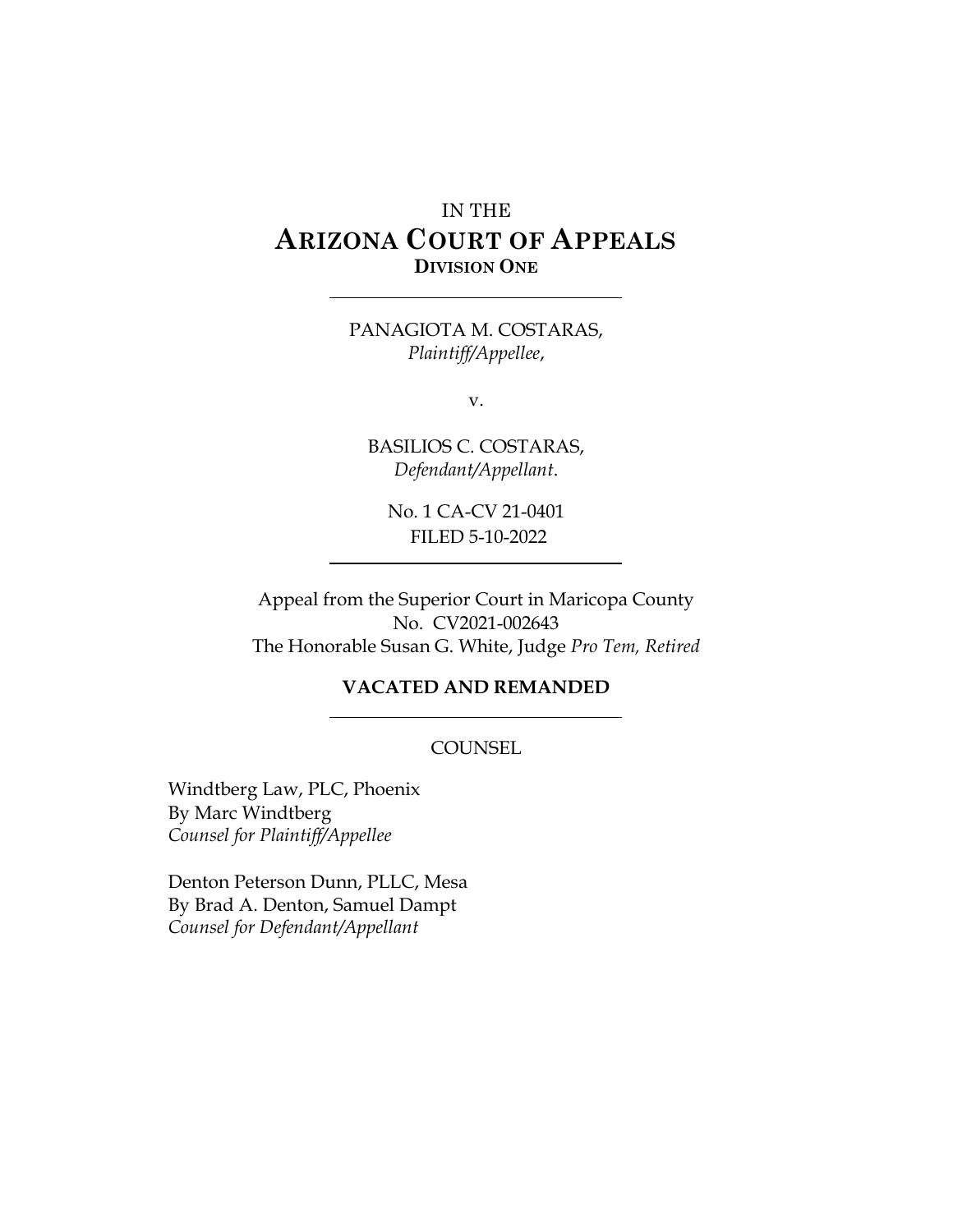IN THE

# ARIZONA COURT OF APPEALS

**DIVISION ONE**

---

PANAGIOTA M. COSTARAS,
*Plaintiff/Appellee*,

v.

BASILIOS C. COSTARAS,
*Defendant/Appellant*.

No. 1 CA-CV 21-0401
FILED 5-10-2022

---

Appeal from the Superior Court in Maricopa County
No. CV2021-002643
The Honorable Susan G. White, Judge *Pro Tem, Retired*

**VACATED AND REMANDED**

---

COUNSEL

Windtberg Law, PLC, Phoenix
By Marc Windtberg
*Counsel for Plaintiff/Appellee*

Denton Peterson Dunn, PLLC, Mesa
By Brad A. Denton, Samuel Dampt
*Counsel for Defendant/Appellant*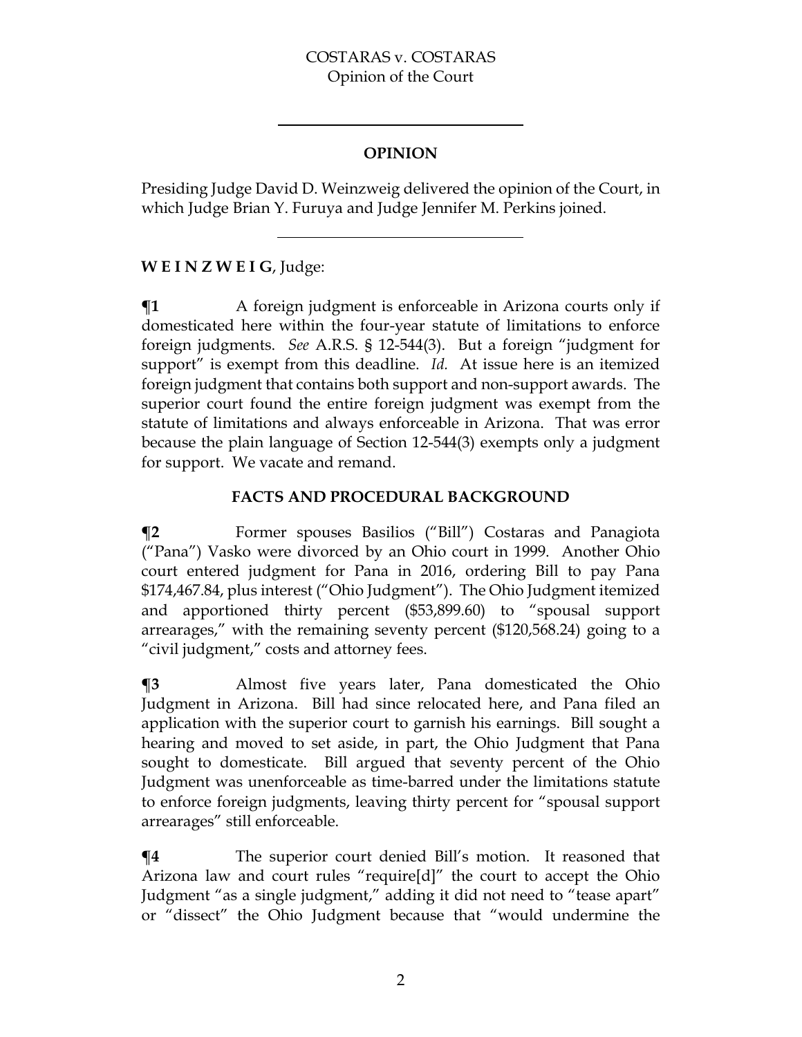## OPINION

Presiding Judge David D. Weinzweig delivered the opinion of the Court, in which Judge Brian Y. Furuya and Judge Jennifer M. Perkins joined.

**W E I N Z W E I G**, Judge:

**¶1** A foreign judgment is enforceable in Arizona courts only if domesticated here within the four-year statute of limitations to enforce foreign judgments. *See* A.R.S. § 12-544(3). But a foreign "judgment for support" is exempt from this deadline. *Id.* At issue here is an itemized foreign judgment that contains both support and non-support awards. The superior court found the entire foreign judgment was exempt from the statute of limitations and always enforceable in Arizona. That was error because the plain language of Section 12-544(3) exempts only a judgment for support. We vacate and remand.

## FACTS AND PROCEDURAL BACKGROUND

**¶2** Former spouses Basilios ("Bill") Costaras and Panagiota ("Pana") Vasko were divorced by an Ohio court in 1999. Another Ohio court entered judgment for Pana in 2016, ordering Bill to pay Pana $174,467.84, plus interest ("Ohio Judgment"). The Ohio Judgment itemized and apportioned thirty percent ($53,899.60) to "spousal support arrearages," with the remaining seventy percent ($120,568.24) going to a "civil judgment," costs and attorney fees.

**¶3** Almost five years later, Pana domesticated the Ohio Judgment in Arizona. Bill had since relocated here, and Pana filed an application with the superior court to garnish his earnings. Bill sought a hearing and moved to set aside, in part, the Ohio Judgment that Pana sought to domesticate. Bill argued that seventy percent of the Ohio Judgment was unenforceable as time-barred under the limitations statute to enforce foreign judgments, leaving thirty percent for "spousal support arrearages" still enforceable.

**¶4** The superior court denied Bill's motion. It reasoned that Arizona law and court rules "require[d]" the court to accept the Ohio Judgment "as a single judgment," adding it did not need to "tease apart" or "dissect" the Ohio Judgment because that "would undermine the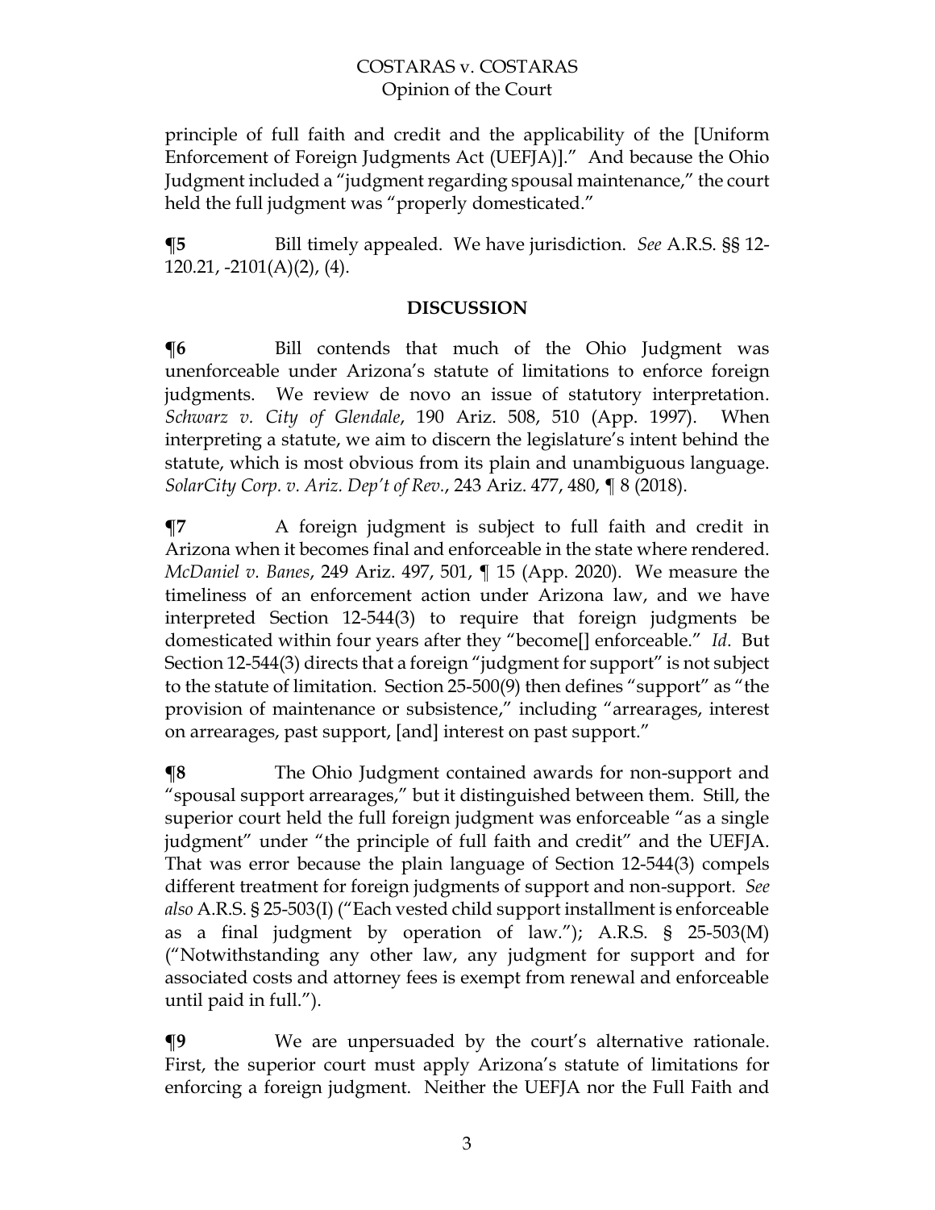principle of full faith and credit and the applicability of the [Uniform Enforcement of Foreign Judgments Act (UEFJA)]." And because the Ohio Judgment included a "judgment regarding spousal maintenance," the court held the full judgment was "properly domesticated."

**¶5** Bill timely appealed. We have jurisdiction. *See* A.R.S. §§ 12-120.21, -2101(A)(2), (4).

## DISCUSSION

**¶6** Bill contends that much of the Ohio Judgment was unenforceable under Arizona's statute of limitations to enforce foreign judgments. We review de novo an issue of statutory interpretation. *Schwarz v. City of Glendale*, 190 Ariz. 508, 510 (App. 1997). When interpreting a statute, we aim to discern the legislature's intent behind the statute, which is most obvious from its plain and unambiguous language. *SolarCity Corp. v. Ariz. Dep't of Rev.*, 243 Ariz. 477, 480, ¶ 8 (2018).

**¶7** A foreign judgment is subject to full faith and credit in Arizona when it becomes final and enforceable in the state where rendered. *McDaniel v. Banes*, 249 Ariz. 497, 501, ¶ 15 (App. 2020). We measure the timeliness of an enforcement action under Arizona law, and we have interpreted Section 12-544(3) to require that foreign judgments be domesticated within four years after they "become[] enforceable." *Id*. But Section 12-544(3) directs that a foreign "judgment for support" is not subject to the statute of limitation. Section 25-500(9) then defines "support" as "the provision of maintenance or subsistence," including "arrearages, interest on arrearages, past support, [and] interest on past support."

**¶8** The Ohio Judgment contained awards for non-support and "spousal support arrearages," but it distinguished between them. Still, the superior court held the full foreign judgment was enforceable "as a single judgment" under "the principle of full faith and credit" and the UEFJA. That was error because the plain language of Section 12-544(3) compels different treatment for foreign judgments of support and non-support. *See also* A.R.S. § 25-503(I) ("Each vested child support installment is enforceable as a final judgment by operation of law."); A.R.S. § 25-503(M) ("Notwithstanding any other law, any judgment for support and for associated costs and attorney fees is exempt from renewal and enforceable until paid in full.").

**¶9** We are unpersuaded by the court's alternative rationale. First, the superior court must apply Arizona's statute of limitations for enforcing a foreign judgment. Neither the UEFJA nor the Full Faith and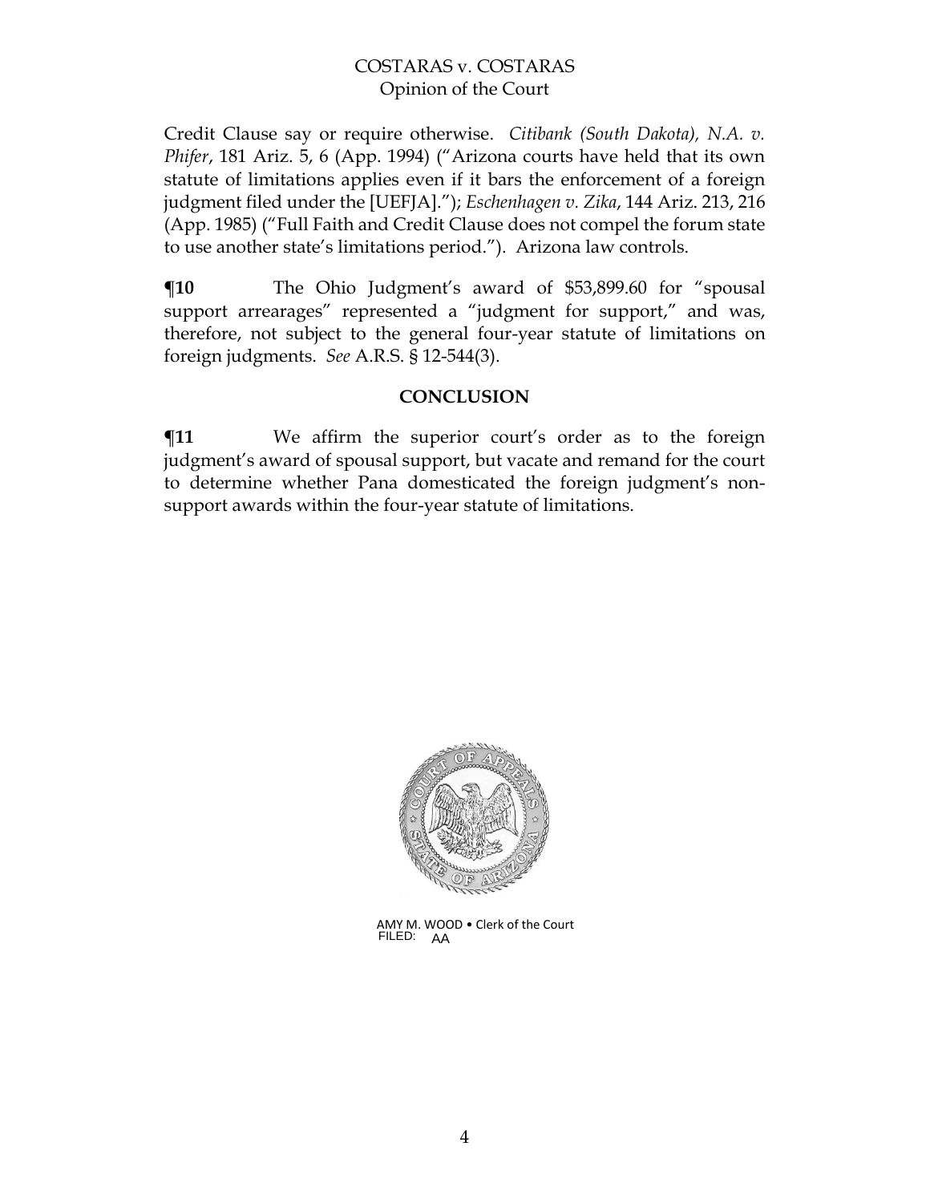Credit Clause say or require otherwise. *Citibank (South Dakota), N.A. v. Phifer*, 181 Ariz. 5, 6 (App. 1994) ("Arizona courts have held that its own statute of limitations applies even if it bars the enforcement of a foreign judgment filed under the [UEFJA]."); *Eschenhagen v. Zika*, 144 Ariz. 213, 216 (App. 1985) ("Full Faith and Credit Clause does not compel the forum state to use another state's limitations period."). Arizona law controls.

**¶10** The Ohio Judgment's award of $53,899.60 for "spousal support arrearages" represented a "judgment for support," and was, therefore, not subject to the general four-year statute of limitations on foreign judgments. *See* A.R.S. § 12-544(3).

## CONCLUSION

**¶11** We affirm the superior court's order as to the foreign judgment's award of spousal support, but vacate and remand for the court to determine whether Pana domesticated the foreign judgment's non-support awards within the four-year statute of limitations.

AMY M. WOOD • Clerk of the Court
FILED: AA